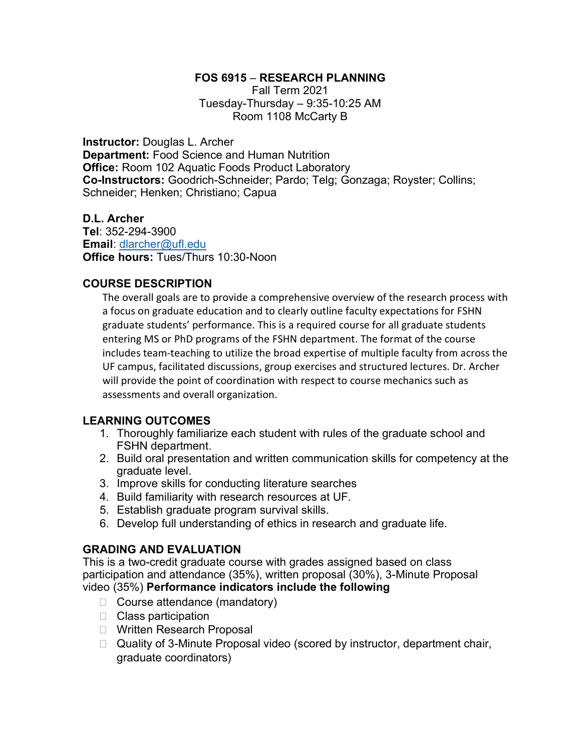# FOS 6915 – RESEARCH PLANNING

Fall Term 2021
Tuesday-Thursday – 9:35-10:25 AM
Room 1108 McCarty B

**Instructor:** Douglas L. Archer
**Department:** Food Science and Human Nutrition
**Office:** Room 102 Aquatic Foods Product Laboratory
**Co-Instructors:** Goodrich-Schneider; Pardo; Telg; Gonzaga; Royster; Collins; Schneider; Henken; Christiano; Capua

**D.L. Archer**
**Tel**: 352-294-3900
**Email**: dlarcher@ufl.edu
**Office hours:** Tues/Thurs 10:30-Noon

## COURSE DESCRIPTION

The overall goals are to provide a comprehensive overview of the research process with a focus on graduate education and to clearly outline faculty expectations for FSHN graduate students' performance. This is a required course for all graduate students entering MS or PhD programs of the FSHN department. The format of the course includes team-teaching to utilize the broad expertise of multiple faculty from across the UF campus, facilitated discussions, group exercises and structured lectures. Dr. Archer will provide the point of coordination with respect to course mechanics such as assessments and overall organization.

## LEARNING OUTCOMES

1. Thoroughly familiarize each student with rules of the graduate school and FSHN department.
2. Build oral presentation and written communication skills for competency at the graduate level.
3. Improve skills for conducting literature searches
4. Build familiarity with research resources at UF.
5. Establish graduate program survival skills.
6. Develop full understanding of ethics in research and graduate life.

## GRADING AND EVALUATION

This is a two-credit graduate course with grades assigned based on class participation and attendance (35%), written proposal (30%), 3-Minute Proposal video (35%) **Performance indicators include the following**

- Course attendance (mandatory)
- Class participation
- Written Research Proposal
- Quality of 3-Minute Proposal video (scored by instructor, department chair, graduate coordinators)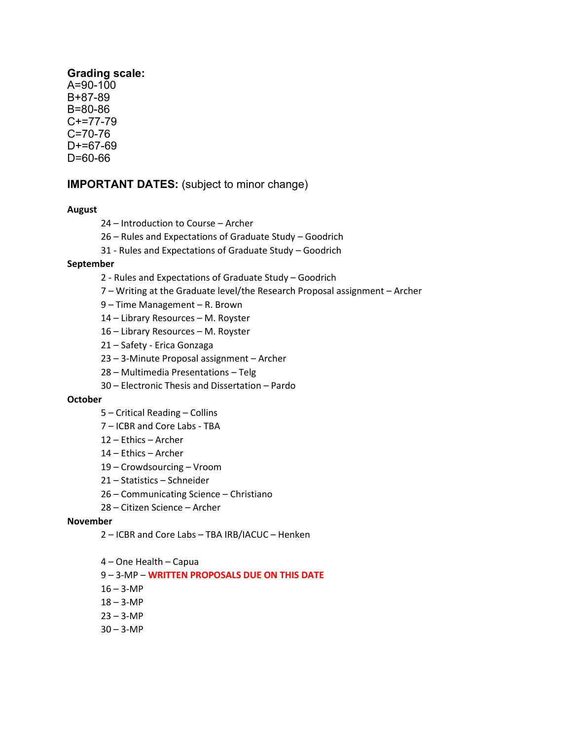**Grading scale:**

A=90-100
B+87-89
B=80-86
C+=77-79
C=70-76
D+=67-69
D=60-66

**IMPORTANT DATES:** (subject to minor change)

**August**

- 24 – Introduction to Course – Archer
- 26 – Rules and Expectations of Graduate Study – Goodrich
- 31 - Rules and Expectations of Graduate Study – Goodrich

**September**

- 2 - Rules and Expectations of Graduate Study – Goodrich
- 7 – Writing at the Graduate level/the Research Proposal assignment – Archer
- 9 – Time Management – R. Brown
- 14 – Library Resources – M. Royster
- 16 – Library Resources – M. Royster
- 21 – Safety - Erica Gonzaga
- 23 – 3-Minute Proposal assignment – Archer
- 28 – Multimedia Presentations – Telg
- 30 – Electronic Thesis and Dissertation – Pardo

**October**

- 5 – Critical Reading – Collins
- 7 – ICBR and Core Labs - TBA
- 12 – Ethics – Archer
- 14 – Ethics – Archer
- 19 – Crowdsourcing – Vroom
- 21 – Statistics – Schneider
- 26 – Communicating Science – Christiano
- 28 – Citizen Science – Archer

**November**

- 2 – ICBR and Core Labs – TBA IRB/IACUC – Henken
- 4 – One Health – Capua
- 9 – 3-MP – **WRITTEN PROPOSALS DUE ON THIS DATE**
- 16 – 3-MP
- 18 – 3-MP
- 23 – 3-MP
- 30 – 3-MP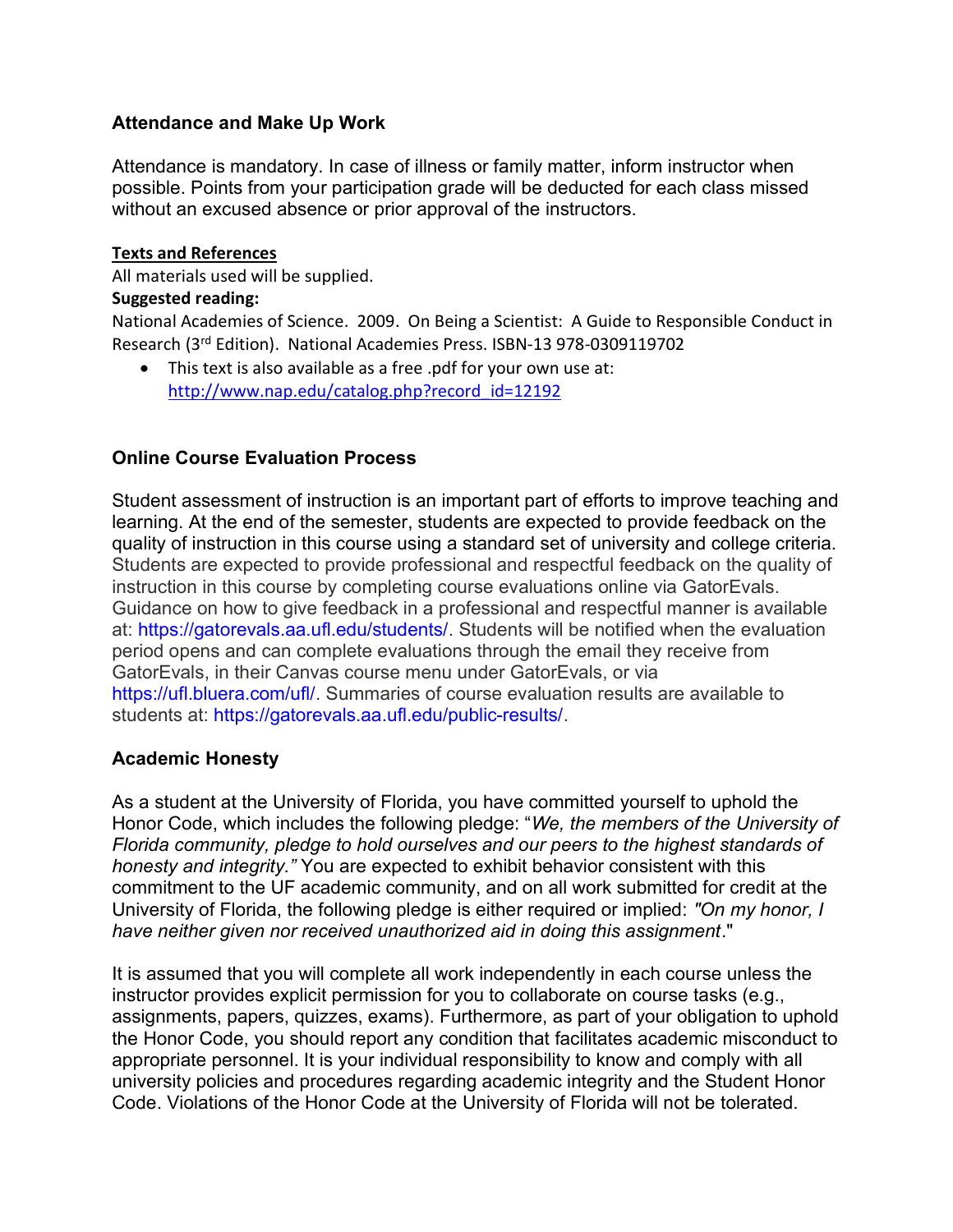## Attendance and Make Up Work

Attendance is mandatory. In case of illness or family matter, inform instructor when possible. Points from your participation grade will be deducted for each class missed without an excused absence or prior approval of the instructors.

**Texts and References**

All materials used will be supplied.

**Suggested reading:**

National Academies of Science. 2009. On Being a Scientist: A Guide to Responsible Conduct in Research (3rd Edition). National Academies Press. ISBN-13 978-0309119702

- This text is also available as a free .pdf for your own use at: http://www.nap.edu/catalog.php?record_id=12192

## Online Course Evaluation Process

Student assessment of instruction is an important part of efforts to improve teaching and learning. At the end of the semester, students are expected to provide feedback on the quality of instruction in this course using a standard set of university and college criteria. Students are expected to provide professional and respectful feedback on the quality of instruction in this course by completing course evaluations online via GatorEvals. Guidance on how to give feedback in a professional and respectful manner is available at: https://gatorevals.aa.ufl.edu/students/. Students will be notified when the evaluation period opens and can complete evaluations through the email they receive from GatorEvals, in their Canvas course menu under GatorEvals, or via https://ufl.bluera.com/ufl/. Summaries of course evaluation results are available to students at: https://gatorevals.aa.ufl.edu/public-results/.

## Academic Honesty

As a student at the University of Florida, you have committed yourself to uphold the Honor Code, which includes the following pledge: "*We, the members of the University of Florida community, pledge to hold ourselves and our peers to the highest standards of honesty and integrity."* You are expected to exhibit behavior consistent with this commitment to the UF academic community, and on all work submitted for credit at the University of Florida, the following pledge is either required or implied: *"On my honor, I have neither given nor received unauthorized aid in doing this assignment*."

It is assumed that you will complete all work independently in each course unless the instructor provides explicit permission for you to collaborate on course tasks (e.g., assignments, papers, quizzes, exams). Furthermore, as part of your obligation to uphold the Honor Code, you should report any condition that facilitates academic misconduct to appropriate personnel. It is your individual responsibility to know and comply with all university policies and procedures regarding academic integrity and the Student Honor Code. Violations of the Honor Code at the University of Florida will not be tolerated.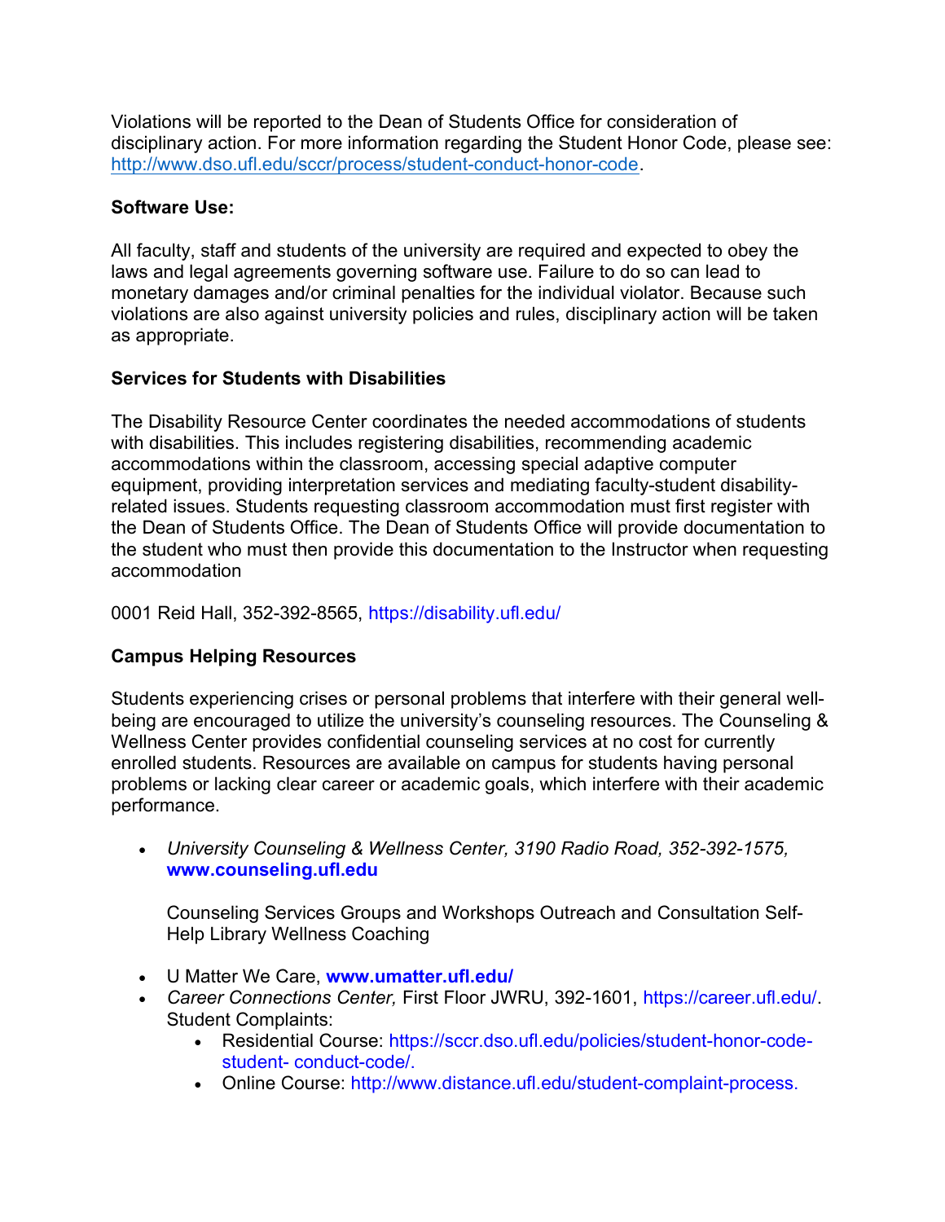Violations will be reported to the Dean of Students Office for consideration of disciplinary action. For more information regarding the Student Honor Code, please see: http://www.dso.ufl.edu/sccr/process/student-conduct-honor-code.

**Software Use:**

All faculty, staff and students of the university are required and expected to obey the laws and legal agreements governing software use. Failure to do so can lead to monetary damages and/or criminal penalties for the individual violator. Because such violations are also against university policies and rules, disciplinary action will be taken as appropriate.

**Services for Students with Disabilities**

The Disability Resource Center coordinates the needed accommodations of students with disabilities. This includes registering disabilities, recommending academic accommodations within the classroom, accessing special adaptive computer equipment, providing interpretation services and mediating faculty-student disability-related issues. Students requesting classroom accommodation must first register with the Dean of Students Office. The Dean of Students Office will provide documentation to the student who must then provide this documentation to the Instructor when requesting accommodation

0001 Reid Hall, 352-392-8565, https://disability.ufl.edu/

**Campus Helping Resources**

Students experiencing crises or personal problems that interfere with their general well-being are encouraged to utilize the university's counseling resources. The Counseling & Wellness Center provides confidential counseling services at no cost for currently enrolled students. Resources are available on campus for students having personal problems or lacking clear career or academic goals, which interfere with their academic performance.

- *University Counseling & Wellness Center, 3190 Radio Road, 352-392-1575,* **www.counseling.ufl.edu**

  Counseling Services Groups and Workshops Outreach and Consultation Self-Help Library Wellness Coaching

- U Matter We Care, **www.umatter.ufl.edu/**
- *Career Connections Center,* First Floor JWRU, 392-1601, https://career.ufl.edu/.
  Student Complaints:
  - Residential Course: https://sccr.dso.ufl.edu/policies/student-honor-code-student- conduct-code/.
  - Online Course: http://www.distance.ufl.edu/student-complaint-process.